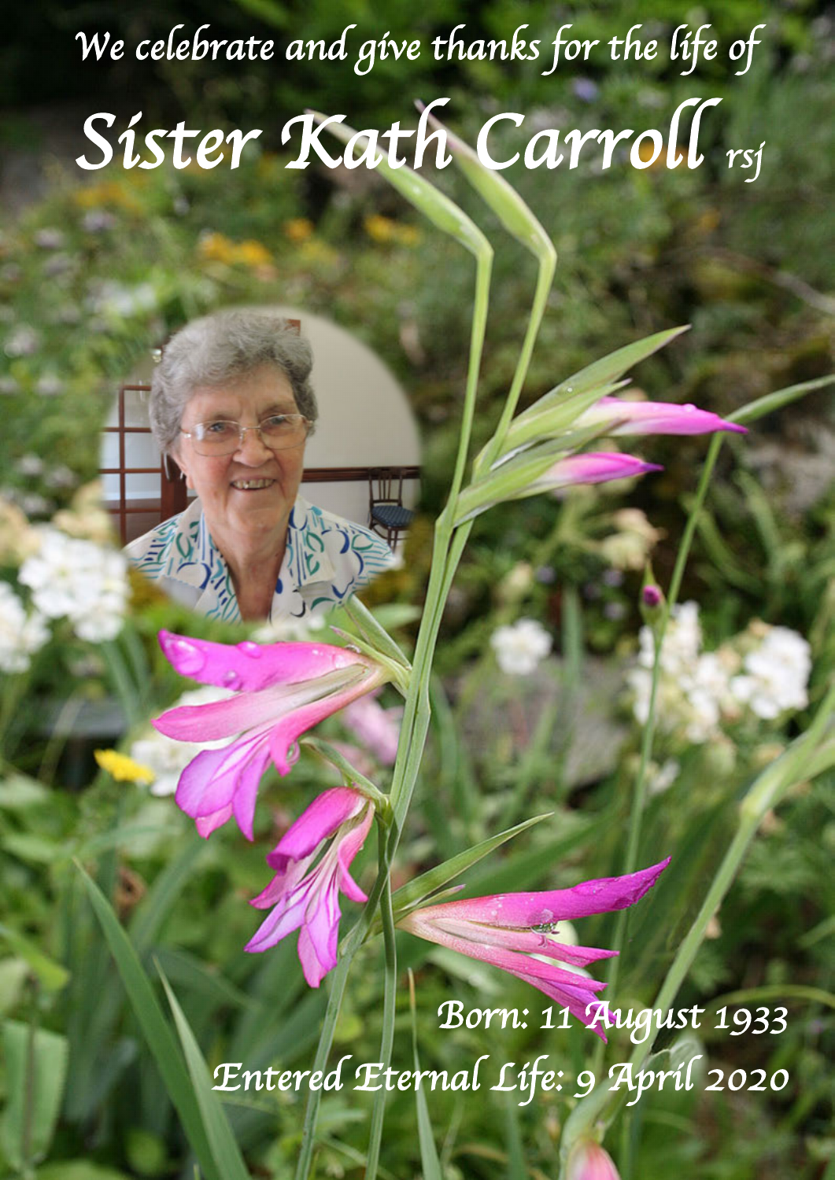*We celebrate and give thanks for the life of*

# *Sister Kath Carroll* rsj

*Born: 11 August 1933*

*Entered Eternal Life: 9 April 2020*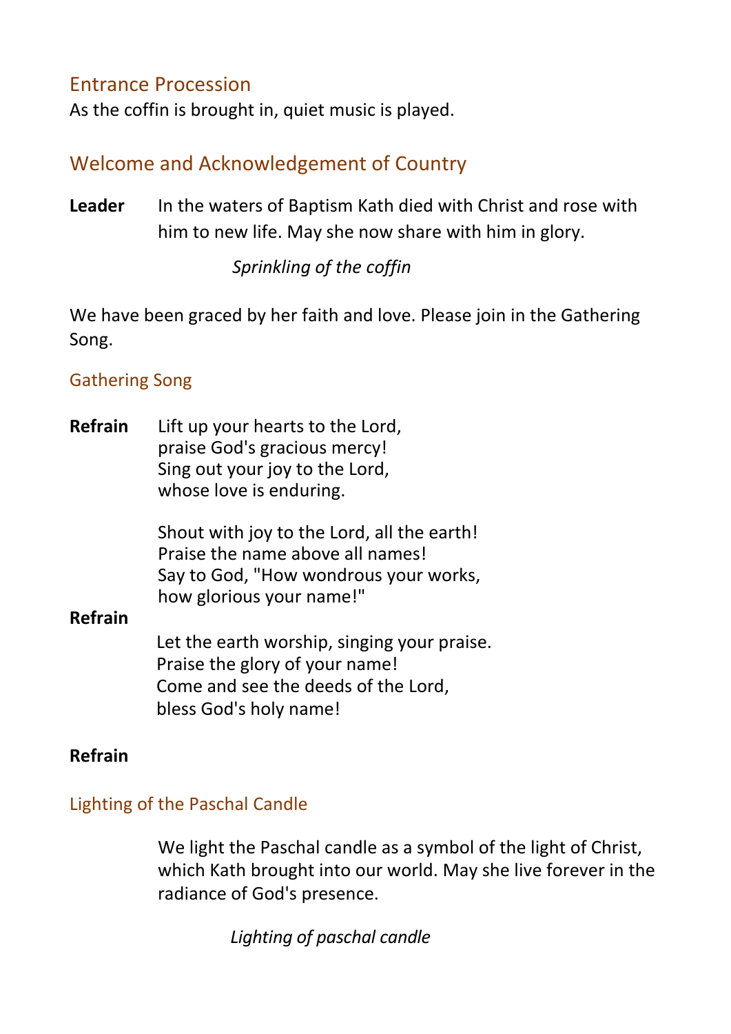## Entrance Procession

As the coffin is brought in, quiet music is played.

## Welcome and Acknowledgement of Country

**Leader** In the waters of Baptism Kath died with Christ and rose with him to new life. May she now share with him in glory.

*Sprinkling of the coffin*

We have been graced by her faith and love. Please join in the Gathering Song.

### Gathering Song

**Refrain** Lift up your hearts to the Lord,
praise God's gracious mercy!
Sing out your joy to the Lord,
whose love is enduring.

Shout with joy to the Lord, all the earth!
Praise the name above all names!
Say to God, "How wondrous your works,
how glorious your name!"

**Refrain**

Let the earth worship, singing your praise.
Praise the glory of your name!
Come and see the deeds of the Lord,
bless God's holy name!

**Refrain**

### Lighting of the Paschal Candle

We light the Paschal candle as a symbol of the light of Christ, which Kath brought into our world. May she live forever in the radiance of God's presence.

*Lighting of paschal candle*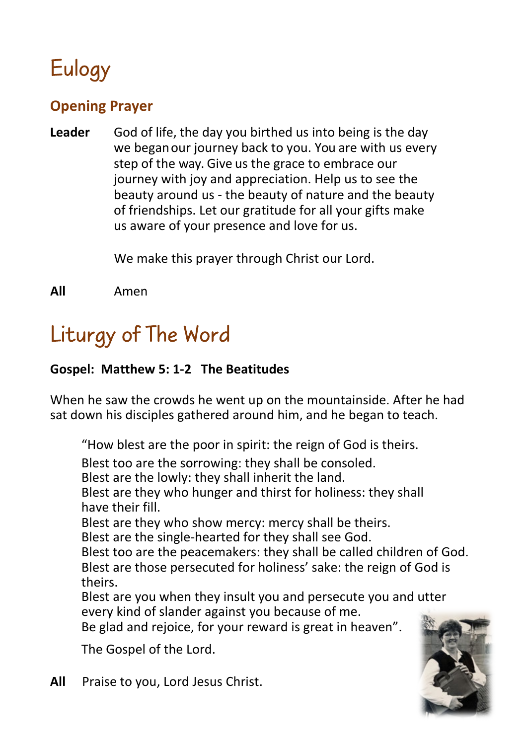# Eulogy

## Opening Prayer

**Leader** God of life, the day you birthed us into being is the day we began our journey back to you. You are with us every step of the way. Give us the grace to embrace our journey with joy and appreciation. Help us to see the beauty around us - the beauty of nature and the beauty of friendships. Let our gratitude for all your gifts make us aware of your presence and love for us.

We make this prayer through Christ our Lord.

**All** Amen

# Liturgy of The Word

**Gospel: Matthew 5: 1-2 The Beatitudes**

When he saw the crowds he went up on the mountainside. After he had sat down his disciples gathered around him, and he began to teach.

"How blest are the poor in spirit: the reign of God is theirs.
Blest too are the sorrowing: they shall be consoled.
Blest are the lowly: they shall inherit the land.
Blest are they who hunger and thirst for holiness: they shall have their fill.
Blest are they who show mercy: mercy shall be theirs.
Blest are the single-hearted for they shall see God.
Blest too are the peacemakers: they shall be called children of God.
Blest are those persecuted for holiness' sake: the reign of God is theirs.
Blest are you when they insult you and persecute you and utter every kind of slander against you because of me.
Be glad and rejoice, for your reward is great in heaven".

The Gospel of the Lord.

**All** Praise to you, Lord Jesus Christ.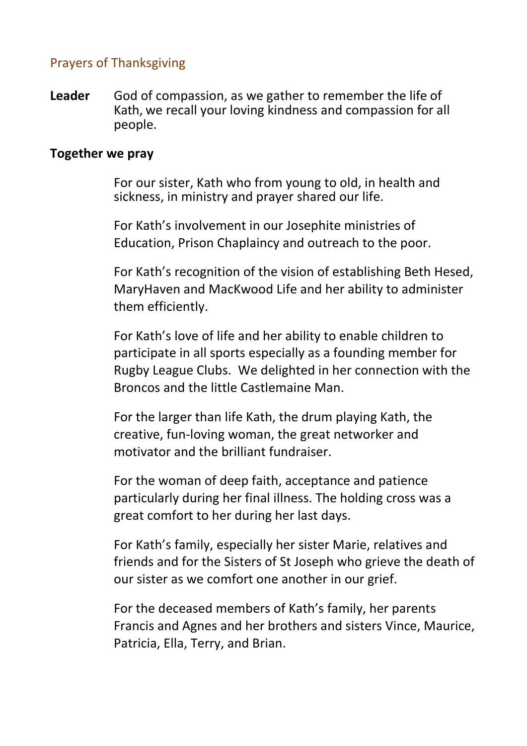## Prayers of Thanksgiving

**Leader** God of compassion, as we gather to remember the life of Kath, we recall your loving kindness and compassion for all people.

**Together we pray**

For our sister, Kath who from young to old, in health and sickness, in ministry and prayer shared our life.

For Kath's involvement in our Josephite ministries of Education, Prison Chaplaincy and outreach to the poor.

For Kath's recognition of the vision of establishing Beth Hesed, MaryHaven and MacKwood Life and her ability to administer them efficiently.

For Kath's love of life and her ability to enable children to participate in all sports especially as a founding member for Rugby League Clubs. We delighted in her connection with the Broncos and the little Castlemaine Man.

For the larger than life Kath, the drum playing Kath, the creative, fun-loving woman, the great networker and motivator and the brilliant fundraiser.

For the woman of deep faith, acceptance and patience particularly during her final illness. The holding cross was a great comfort to her during her last days.

For Kath's family, especially her sister Marie, relatives and friends and for the Sisters of St Joseph who grieve the death of our sister as we comfort one another in our grief.

For the deceased members of Kath's family, her parents Francis and Agnes and her brothers and sisters Vince, Maurice, Patricia, Ella, Terry, and Brian.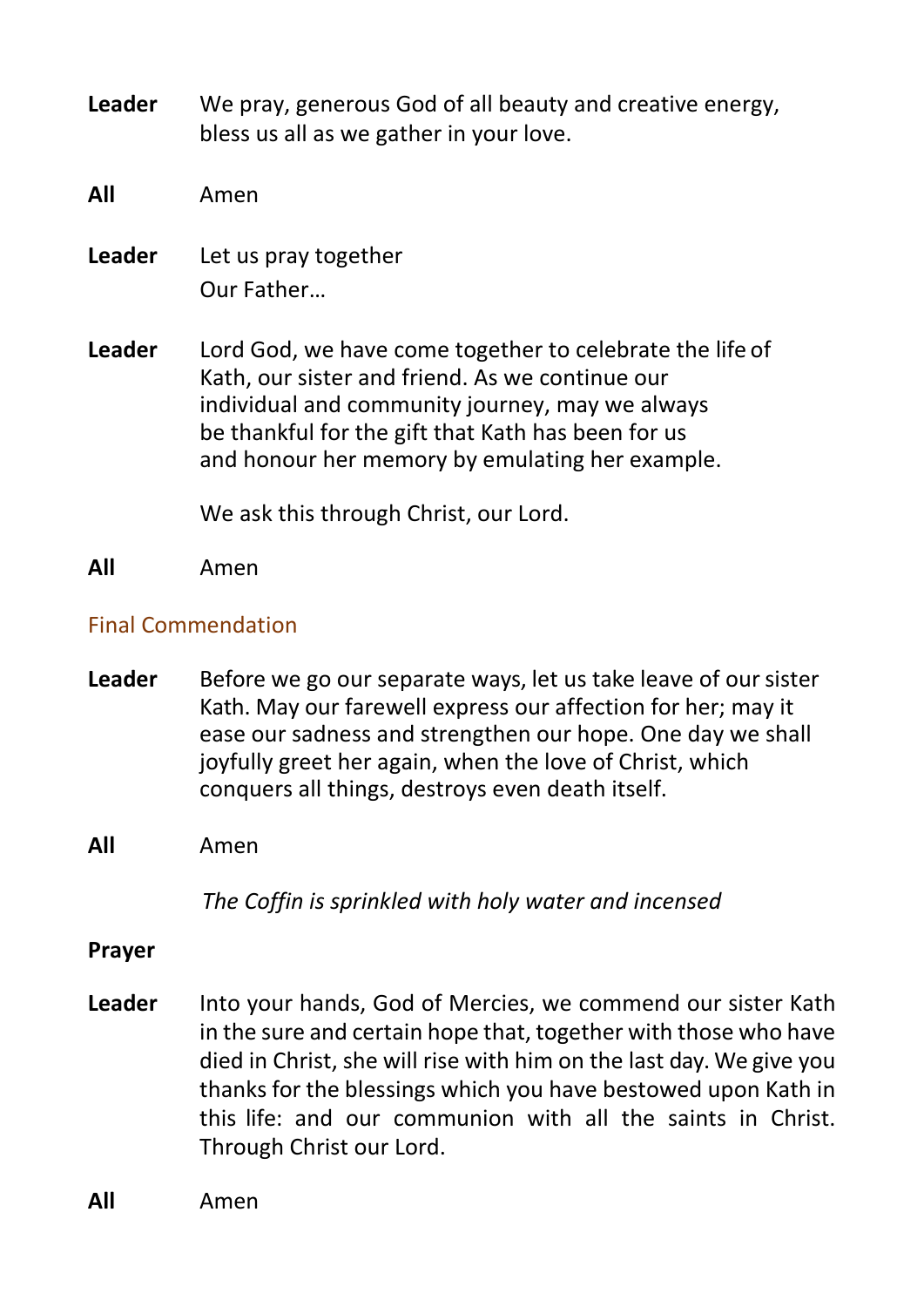**Leader** We pray, generous God of all beauty and creative energy, bless us all as we gather in your love.

**All** Amen

**Leader** Let us pray together
Our Father…

**Leader** Lord God, we have come together to celebrate the life of Kath, our sister and friend. As we continue our individual and community journey, may we always be thankful for the gift that Kath has been for us and honour her memory by emulating her example.

We ask this through Christ, our Lord.

**All** Amen

## Final Commendation

**Leader** Before we go our separate ways, let us take leave of our sister Kath. May our farewell express our affection for her; may it ease our sadness and strengthen our hope. One day we shall joyfully greet her again, when the love of Christ, which conquers all things, destroys even death itself.

**All** Amen

*The Coffin is sprinkled with holy water and incensed*

**Prayer**

**Leader** Into your hands, God of Mercies, we commend our sister Kath in the sure and certain hope that, together with those who have died in Christ, she will rise with him on the last day. We give you thanks for the blessings which you have bestowed upon Kath in this life: and our communion with all the saints in Christ. Through Christ our Lord.

**All** Amen